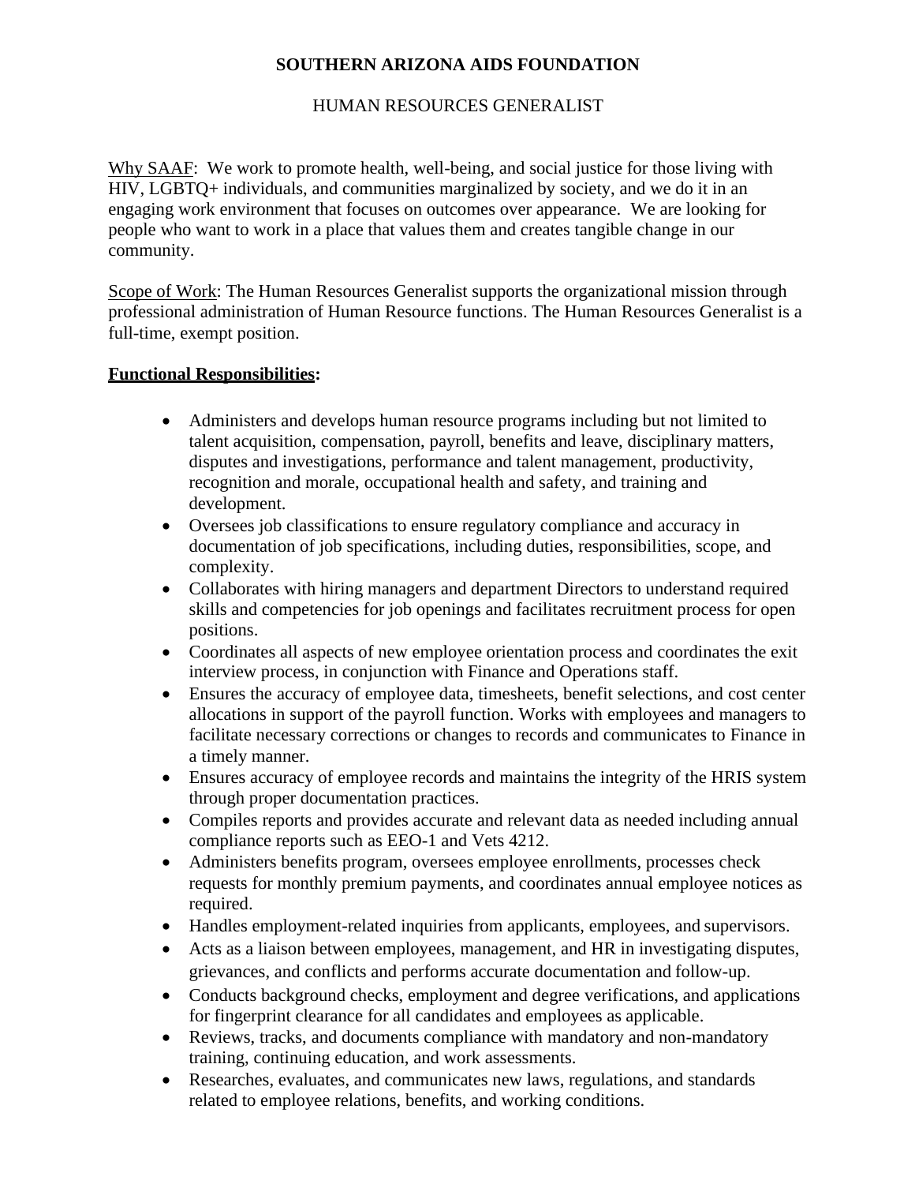# SOUTHERN ARIZONA AIDS FOUNDATION

## HUMAN RESOURCES GENERALIST

<u>Why SAAF</u>: We work to promote health, well-being, and social justice for those living with HIV, LGBTQ+ individuals, and communities marginalized by society, and we do it in an engaging work environment that focuses on outcomes over appearance. We are looking for people who want to work in a place that values them and creates tangible change in our community.

<u>Scope of Work</u>: The Human Resources Generalist supports the organizational mission through professional administration of Human Resource functions. The Human Resources Generalist is a full-time, exempt position.

**<u>Functional Responsibilities</u>:**

- Administers and develops human resource programs including but not limited to talent acquisition, compensation, payroll, benefits and leave, disciplinary matters, disputes and investigations, performance and talent management, productivity, recognition and morale, occupational health and safety, and training and development.
- Oversees job classifications to ensure regulatory compliance and accuracy in documentation of job specifications, including duties, responsibilities, scope, and complexity.
- Collaborates with hiring managers and department Directors to understand required skills and competencies for job openings and facilitates recruitment process for open positions.
- Coordinates all aspects of new employee orientation process and coordinates the exit interview process, in conjunction with Finance and Operations staff.
- Ensures the accuracy of employee data, timesheets, benefit selections, and cost center allocations in support of the payroll function. Works with employees and managers to facilitate necessary corrections or changes to records and communicates to Finance in a timely manner.
- Ensures accuracy of employee records and maintains the integrity of the HRIS system through proper documentation practices.
- Compiles reports and provides accurate and relevant data as needed including annual compliance reports such as EEO-1 and Vets 4212.
- Administers benefits program, oversees employee enrollments, processes check requests for monthly premium payments, and coordinates annual employee notices as required.
- Handles employment-related inquiries from applicants, employees, and supervisors.
- Acts as a liaison between employees, management, and HR in investigating disputes, grievances, and conflicts and performs accurate documentation and follow-up.
- Conducts background checks, employment and degree verifications, and applications for fingerprint clearance for all candidates and employees as applicable.
- Reviews, tracks, and documents compliance with mandatory and non-mandatory training, continuing education, and work assessments.
- Researches, evaluates, and communicates new laws, regulations, and standards related to employee relations, benefits, and working conditions.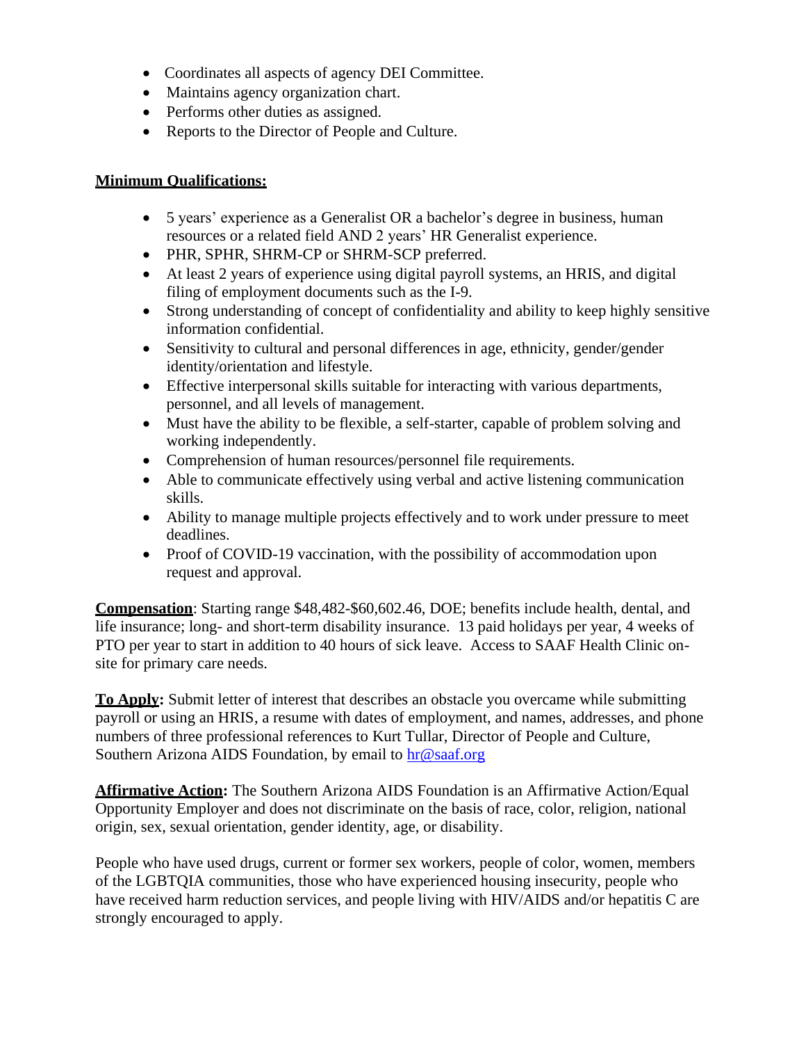- Coordinates all aspects of agency DEI Committee.
- Maintains agency organization chart.
- Performs other duties as assigned.
- Reports to the Director of People and Culture.

**Minimum Qualifications:**

- 5 years' experience as a Generalist OR a bachelor's degree in business, human resources or a related field AND 2 years' HR Generalist experience.
- PHR, SPHR, SHRM-CP or SHRM-SCP preferred.
- At least 2 years of experience using digital payroll systems, an HRIS, and digital filing of employment documents such as the I-9.
- Strong understanding of concept of confidentiality and ability to keep highly sensitive information confidential.
- Sensitivity to cultural and personal differences in age, ethnicity, gender/gender identity/orientation and lifestyle.
- Effective interpersonal skills suitable for interacting with various departments, personnel, and all levels of management.
- Must have the ability to be flexible, a self-starter, capable of problem solving and working independently.
- Comprehension of human resources/personnel file requirements.
- Able to communicate effectively using verbal and active listening communication skills.
- Ability to manage multiple projects effectively and to work under pressure to meet deadlines.
- Proof of COVID-19 vaccination, with the possibility of accommodation upon request and approval.

**Compensation**: Starting range $48,482-$60,602.46, DOE; benefits include health, dental, and life insurance; long- and short-term disability insurance. 13 paid holidays per year, 4 weeks of PTO per year to start in addition to 40 hours of sick leave. Access to SAAF Health Clinic on-site for primary care needs.

**To Apply:** Submit letter of interest that describes an obstacle you overcame while submitting payroll or using an HRIS, a resume with dates of employment, and names, addresses, and phone numbers of three professional references to Kurt Tullar, Director of People and Culture, Southern Arizona AIDS Foundation, by email to hr@saaf.org

**Affirmative Action:** The Southern Arizona AIDS Foundation is an Affirmative Action/Equal Opportunity Employer and does not discriminate on the basis of race, color, religion, national origin, sex, sexual orientation, gender identity, age, or disability.

People who have used drugs, current or former sex workers, people of color, women, members of the LGBTQIA communities, those who have experienced housing insecurity, people who have received harm reduction services, and people living with HIV/AIDS and/or hepatitis C are strongly encouraged to apply.